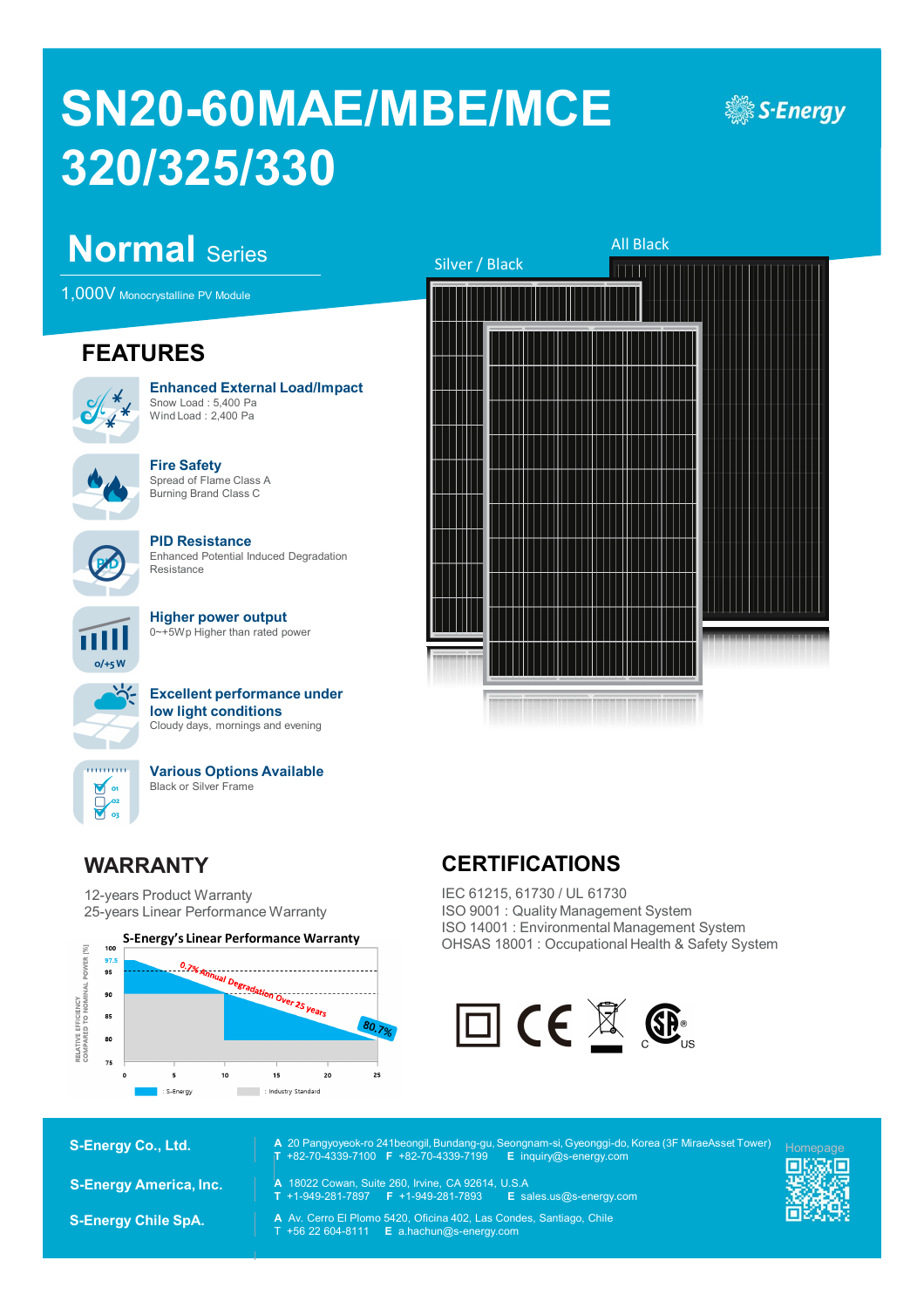# SN20-60MAE/MBE/MCE 320/325/330

S-Energy

## Normal Series

1,000V Monocrystalline PV Module

Silver / Black

All Black

## FEATURES

**Enhanced External Load/Impact**
Snow Load : 5,400 Pa
Wind Load : 2,400 Pa

**Fire Safety**
Spread of Flame Class A
Burning Brand Class C

**PID Resistance**
Enhanced Potential Induced Degradation Resistance

**Higher power output**
0~+5Wp Higher than rated power

**Excellent performance under low light conditions**
Cloudy days, mornings and evening

**Various Options Available**
Black or Silver Frame

## WARRANTY

12-years Product Warranty
25-years Linear Performance Warranty

S-Energy's Linear Performance Warranty

RELATIVE EFFICIENCY COMPARED TO NOMINAL POWER [%]: 100, 97.5, 95, 90, 85, 80, 75

0.7% Annual Degradation Over 25 years

80.7%

0, 5, 10, 15, 20, 25

: S-Energy : Industry Standard

## CERTIFICATIONS

IEC 61215, 61730 / UL 61730
ISO 9001 : Quality Management System
ISO 14001 : Environmental Management System
OHSAS 18001 : Occupational Health & Safety System

**S-Energy Co., Ltd.**
A 20 Pangyoyeok-ro 241beongil, Bundang-gu, Seongnam-si, Gyeonggi-do, Korea (3F MiraeAsset Tower)
T +82-70-4339-7100 F +82-70-4339-7199 E inquiry@s-energy.com

**S-Energy America, Inc.**
A 18022 Cowan, Suite 260, Irvine, CA 92614, U.S.A
T +1-949-281-7897 F +1-949-281-7893 E sales.us@s-energy.com

**S-Energy Chile SpA.**
A Av. Cerro El Plomo 5420, Oficina 402, Las Condes, Santiago, Chile
T +56 22 604-8111 E a.hachun@s-energy.com

Homepage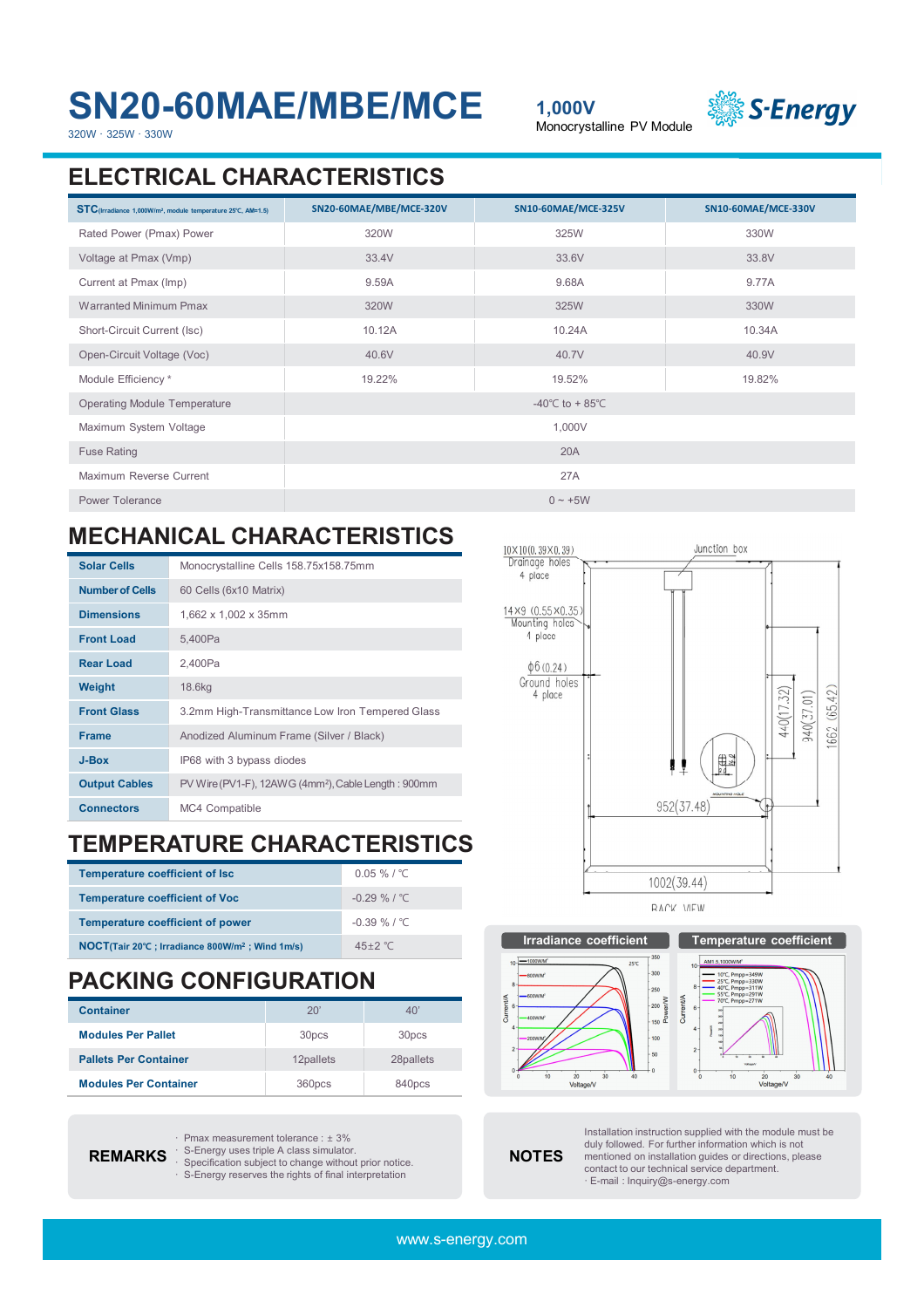# SN20-60MAE/MBE/MCE

320W · 325W · 330W

**1,000V**
Monocrystalline PV Module

S-Energy

## ELECTRICAL CHARACTERISTICS

| STC (Irradiance 1,000W/m², module temperature 25℃, AM=1.5) | SN20-60MAE/MBE/MCE-320V | SN10-60MAE/MCE-325V | SN10-60MAE/MCE-330V |
|---|---|---|---|
| Rated Power (Pmax) Power | 320W | 325W | 330W |
| Voltage at Pmax (Vmp) | 33.4V | 33.6V | 33.8V |
| Current at Pmax (Imp) | 9.59A | 9.68A | 9.77A |
| Warranted Minimum Pmax | 320W | 325W | 330W |
| Short-Circuit Current (Isc) | 10.12A | 10.24A | 10.34A |
| Open-Circuit Voltage (Voc) | 40.6V | 40.7V | 40.9V |
| Module Efficiency * | 19.22% | 19.52% | 19.82% |
| Operating Module Temperature | -40℃ to + 85℃ | | |
| Maximum System Voltage | 1,000V | | |
| Fuse Rating | 20A | | |
| Maximum Reverse Current | 27A | | |
| Power Tolerance | 0 ~ +5W | | |

## MECHANICAL CHARACTERISTICS

| | |
|---|---|
| **Solar Cells** | Monocrystalline Cells 158.75x158.75mm |
| **Number of Cells** | 60 Cells (6x10 Matrix) |
| **Dimensions** | 1,662 x 1,002 x 35mm |
| **Front Load** | 5,400Pa |
| **Rear Load** | 2,400Pa |
| **Weight** | 18.6kg |
| **Front Glass** | 3.2mm High-Transmittance Low Iron Tempered Glass |
| **Frame** | Anodized Aluminum Frame (Silver / Black) |
| **J-Box** | IP68 with 3 bypass diodes |
| **Output Cables** | PV Wire (PV1-F), 12AWG (4mm²), Cable Length : 900mm |
| **Connectors** | MC4 Compatible |

10X10(0.39X0.39) Drainage holes 4 place
14X9 (0.55X0.35) Mounting holes 4 place
ϕ6(0.24) Ground holes 4 place
Junction box
440(17.32)
940(37.01)
1662(65.42)
952(37.48)
1002(39.44)
BACK VIEW

## TEMPERATURE CHARACTERISTICS

| | |
|---|---|
| **Temperature coefficient of Isc** | 0.05 % / ℃ |
| **Temperature coefficient of Voc** | -0.29 % / ℃ |
| **Temperature coefficient of power** | -0.39 % / ℃ |
| **NOCT** (Tair 20℃ ; Irradiance 800W/m² ; Wind 1m/s) | 45±2 ℃ |

## PACKING CONFIGURATION

| Container | 20' | 40' |
|---|---|---|
| **Modules Per Pallet** | 30pcs | 30pcs |
| **Pallets Per Container** | 12pallets | 28pallets |
| **Modules Per Container** | 360pcs | 840pcs |

Irradiance coefficient

1000W/M², 800W/M², 600W/M², 400W/M², 200W/M², 25℃
Current/A, Power/W, Voltage/V

Temperature coefficient

AM1.5 1000W/M²
10℃, Pmpp=349W
25℃, Pmpp=330W
40℃, Pmpp=311W
55℃, Pmpp=291W
70℃, Pmpp=271W
Current/A, Voltage/V

**REMARKS**

- Pmax measurement tolerance : ± 3%
- S-Energy uses triple A class simulator.
- Specification subject to change without prior notice.
- S-Energy reserves the rights of final interpretation

**NOTES**

Installation instruction supplied with the module must be duly followed. For further information which is not mentioned on installation guides or directions, please contact to our technical service department.
· E-mail : Inquiry@s-energy.com

www.s-energy.com